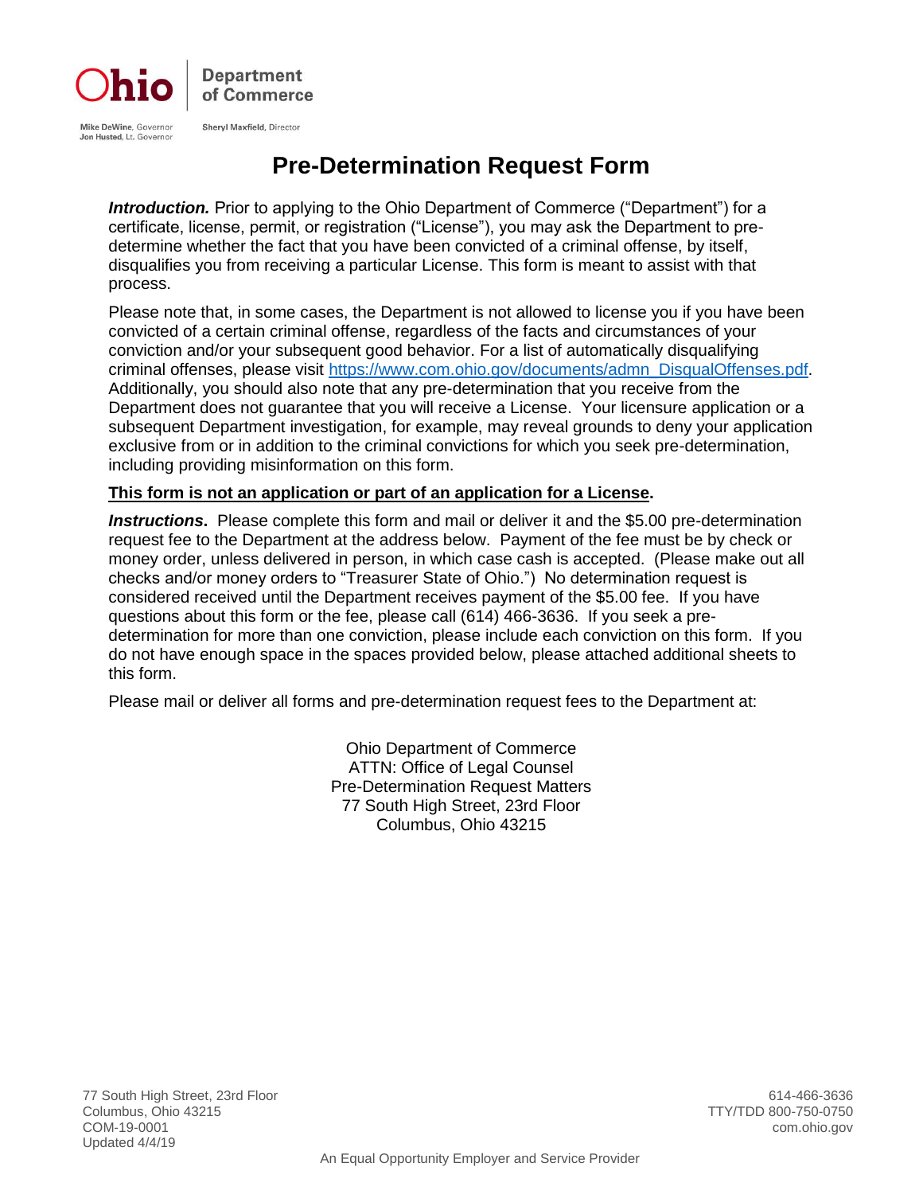Ohio Department of Commerce

Mike DeWine, Governor
Jon Husted, Lt. Governor

Sheryl Maxfield, Director

# Pre-Determination Request Form

***Introduction.*** Prior to applying to the Ohio Department of Commerce ("Department") for a certificate, license, permit, or registration ("License"), you may ask the Department to pre-determine whether the fact that you have been convicted of a criminal offense, by itself, disqualifies you from receiving a particular License. This form is meant to assist with that process.

Please note that, in some cases, the Department is not allowed to license you if you have been convicted of a certain criminal offense, regardless of the facts and circumstances of your conviction and/or your subsequent good behavior. For a list of automatically disqualifying criminal offenses, please visit https://www.com.ohio.gov/documents/admn_DisqualOffenses.pdf. Additionally, you should also note that any pre-determination that you receive from the Department does not guarantee that you will receive a License. Your licensure application or a subsequent Department investigation, for example, may reveal grounds to deny your application exclusive from or in addition to the criminal convictions for which you seek pre-determination, including providing misinformation on this form.

**<u>This form is not an application or part of an application for a License</u>.**

***Instructions*.** Please complete this form and mail or deliver it and the $5.00 pre-determination request fee to the Department at the address below. Payment of the fee must be by check or money order, unless delivered in person, in which case cash is accepted. (Please make out all checks and/or money orders to "Treasurer State of Ohio.") No determination request is considered received until the Department receives payment of the $5.00 fee. If you have questions about this form or the fee, please call (614) 466-3636. If you seek a pre-determination for more than one conviction, please include each conviction on this form. If you do not have enough space in the spaces provided below, please attached additional sheets to this form.

Please mail or deliver all forms and pre-determination request fees to the Department at:

Ohio Department of Commerce
ATTN: Office of Legal Counsel
Pre-Determination Request Matters
77 South High Street, 23rd Floor
Columbus, Ohio 43215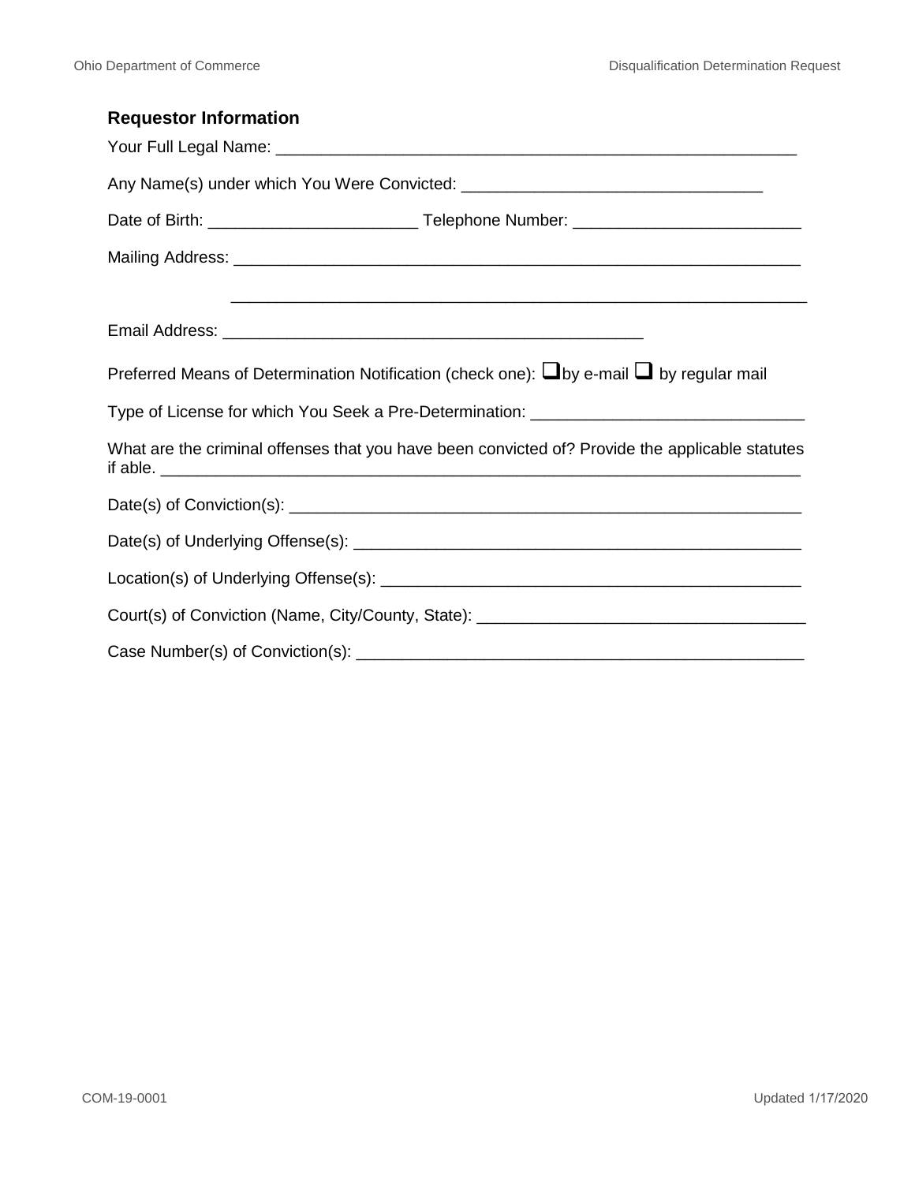### Requestor Information

Your Full Legal Name: ___________________________________________________________

Any Name(s) under which You Were Convicted: _________________________________

Date of Birth: _______________________ Telephone Number: _________________________

Mailing Address: _________________________________________________________________

_________________________________________________________________

Email Address: _______________________________________________

Preferred Means of Determination Notification (check one): ☐ by e-mail ☐ by regular mail

Type of License for which You Seek a Pre-Determination: ______________________________

What are the criminal offenses that you have been convicted of? Provide the applicable statutes if able. ___________________________________________________________________________

Date(s) of Conviction(s): ___________________________________________________________

Date(s) of Underlying Offense(s): ____________________________________________________

Location(s) of Underlying Offense(s): _________________________________________________

Court(s) of Conviction (Name, City/County, State): ____________________________________

Case Number(s) of Conviction(s): ____________________________________________________

COM-19-0001

Updated 1/17/2020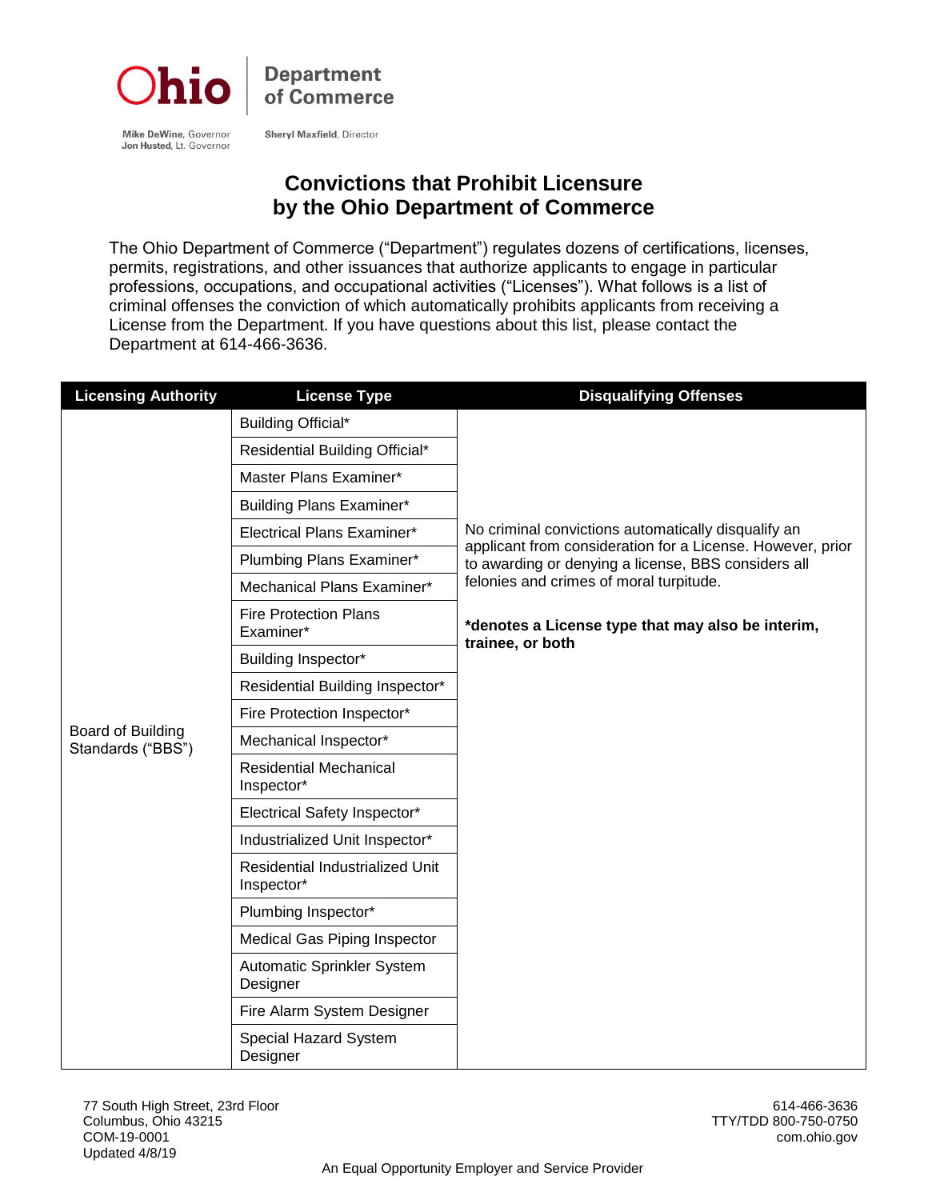# Convictions that Prohibit Licensure by the Ohio Department of Commerce

The Ohio Department of Commerce ("Department") regulates dozens of certifications, licenses, permits, registrations, and other issuances that authorize applicants to engage in particular professions, occupations, and occupational activities ("Licenses"). What follows is a list of criminal offenses the conviction of which automatically prohibits applicants from receiving a License from the Department. If you have questions about this list, please contact the Department at 614-466-3636.

| Licensing Authority | License Type | Disqualifying Offenses |
|---|---|---|
| Board of Building Standards ("BBS") | Building Official* | No criminal convictions automatically disqualify an applicant from consideration for a License. However, prior to awarding or denying a license, BBS considers all felonies and crimes of moral turpitude. **\*denotes a License type that may also be interim, trainee, or both** |
| | Residential Building Official* | |
| | Master Plans Examiner* | |
| | Building Plans Examiner* | |
| | Electrical Plans Examiner* | |
| | Plumbing Plans Examiner* | |
| | Mechanical Plans Examiner* | |
| | Fire Protection Plans Examiner* | |
| | Building Inspector* | |
| | Residential Building Inspector* | |
| | Fire Protection Inspector* | |
| | Mechanical Inspector* | |
| | Residential Mechanical Inspector* | |
| | Electrical Safety Inspector* | |
| | Industrialized Unit Inspector* | |
| | Residential Industrialized Unit Inspector* | |
| | Plumbing Inspector* | |
| | Medical Gas Piping Inspector | |
| | Automatic Sprinkler System Designer | |
| | Fire Alarm System Designer | |
| | Special Hazard System Designer | |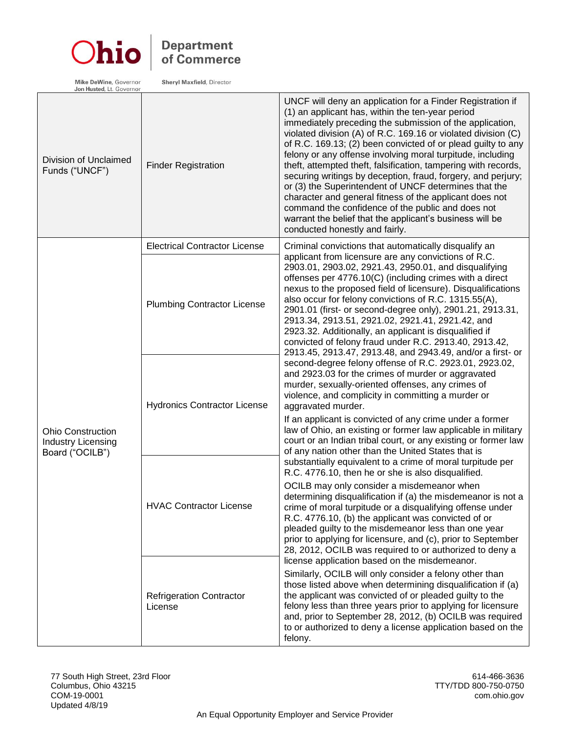| | | |
|---|---|---|
| Division of Unclaimed Funds ("UNCF") | Finder Registration | UNCF will deny an application for a Finder Registration if (1) an applicant has, within the ten-year period immediately preceding the submission of the application, violated division (A) of R.C. 169.16 or violated division (C) of R.C. 169.13; (2) been convicted of or plead guilty to any felony or any offense involving moral turpitude, including theft, attempted theft, falsification, tampering with records, securing writings by deception, fraud, forgery, and perjury; or (3) the Superintendent of UNCF determines that the character and general fitness of the applicant does not command the confidence of the public and does not warrant the belief that the applicant's business will be conducted honestly and fairly. |
| Ohio Construction Industry Licensing Board ("OCILB") | Electrical Contractor License<br><br>Plumbing Contractor License<br><br>Hydronics Contractor License<br><br>HVAC Contractor License<br><br>Refrigeration Contractor License | Criminal convictions that automatically disqualify an applicant from licensure are any convictions of R.C. 2903.01, 2903.02, 2921.43, 2950.01, and disqualifying offenses per 4776.10(C) (including crimes with a direct nexus to the proposed field of licensure). Disqualifications also occur for felony convictions of R.C. 1315.55(A), 2901.01 (first- or second-degree only), 2901.21, 2913.31, 2913.34, 2913.51, 2921.02, 2921.41, 2921.42, and 2923.32. Additionally, an applicant is disqualified if convicted of felony fraud under R.C. 2913.40, 2913.42, 2913.45, 2913.47, 2913.48, and 2943.49, and/or a first- or second-degree felony offense of R.C. 2923.01, 2923.02, and 2923.03 for the crimes of murder or aggravated murder, sexually-oriented offenses, any crimes of violence, and complicity in committing a murder or aggravated murder.<br><br>If an applicant is convicted of any crime under a former law of Ohio, an existing or former law applicable in military court or an Indian tribal court, or any existing or former law of any nation other than the United States that is substantially equivalent to a crime of moral turpitude per R.C. 4776.10, then he or she is also disqualified.<br><br>OCILB may only consider a misdemeanor when determining disqualification if (a) the misdemeanor is not a crime of moral turpitude or a disqualifying offense under R.C. 4776.10, (b) the applicant was convicted of or pleaded guilty to the misdemeanor less than one year prior to applying for licensure, and (c), prior to September 28, 2012, OCILB was required to or authorized to deny a license application based on the misdemeanor.<br><br>Similarly, OCILB will only consider a felony other than those listed above when determining disqualification if (a) the applicant was convicted of or pleaded guilty to the felony less than three years prior to applying for licensure and, prior to September 28, 2012, (b) OCILB was required to or authorized to deny a license application based on the felony. |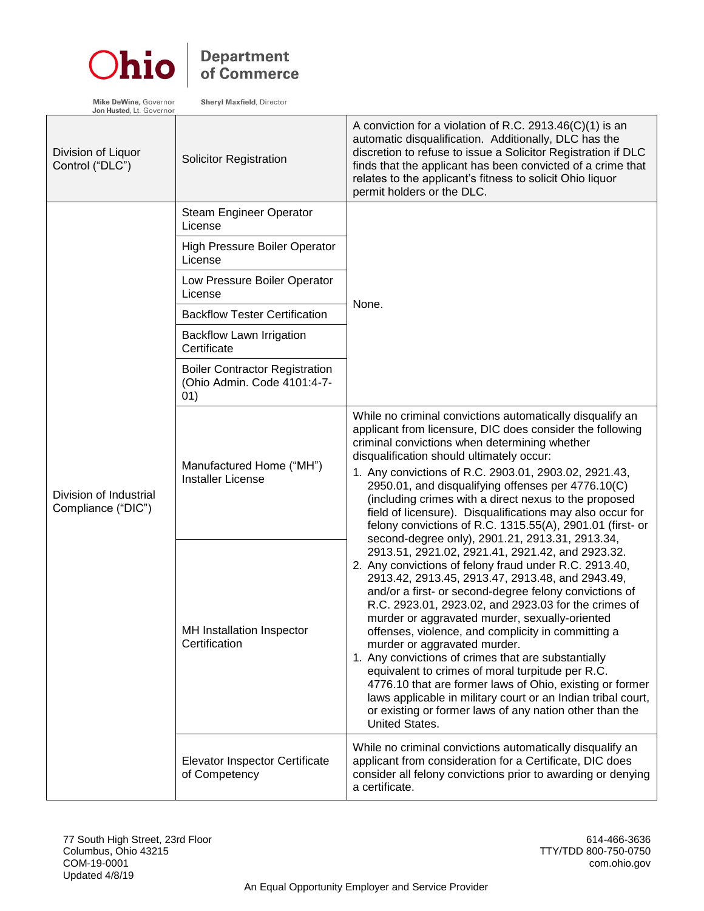| | | |
|---|---|---|
| Division of Liquor Control ("DLC") | Solicitor Registration | A conviction for a violation of R.C. 2913.46(C)(1) is an automatic disqualification. Additionally, DLC has the discretion to refuse to issue a Solicitor Registration if DLC finds that the applicant has been convicted of a crime that relates to the applicant's fitness to solicit Ohio liquor permit holders or the DLC. |
| Division of Industrial Compliance ("DIC") | Steam Engineer Operator License | None. |
| | High Pressure Boiler Operator License | |
| | Low Pressure Boiler Operator License | |
| | Backflow Tester Certification | |
| | Backflow Lawn Irrigation Certificate | |
| | Boiler Contractor Registration (Ohio Admin. Code 4101:4-7-01) | |
| | Manufactured Home ("MH") Installer License | While no criminal convictions automatically disqualify an applicant from licensure, DIC does consider the following criminal convictions when determining whether disqualification should ultimately occur:<br>1. Any convictions of R.C. 2903.01, 2903.02, 2921.43, 2950.01, and disqualifying offenses per 4776.10(C) (including crimes with a direct nexus to the proposed field of licensure). Disqualifications may also occur for felony convictions of R.C. 1315.55(A), 2901.01 (first- or second-degree only), 2901.21, 2913.31, 2913.34, 2913.51, 2921.02, 2921.41, 2921.42, and 2923.32.<br>2. Any convictions of felony fraud under R.C. 2913.40, 2913.42, 2913.45, 2913.47, 2913.48, and 2943.49, and/or a first- or second-degree felony convictions of R.C. 2923.01, 2923.02, and 2923.03 for the crimes of murder or aggravated murder, sexually-oriented offenses, violence, and complicity in committing a murder or aggravated murder.<br>1. Any convictions of crimes that are substantially equivalent to crimes of moral turpitude per R.C. 4776.10 that are former laws of Ohio, existing or former laws applicable in military court or an Indian tribal court, or existing or former laws of any nation other than the United States. |
| | MH Installation Inspector Certification | |
| | Elevator Inspector Certificate of Competency | While no criminal convictions automatically disqualify an applicant from consideration for a Certificate, DIC does consider all felony convictions prior to awarding or denying a certificate. |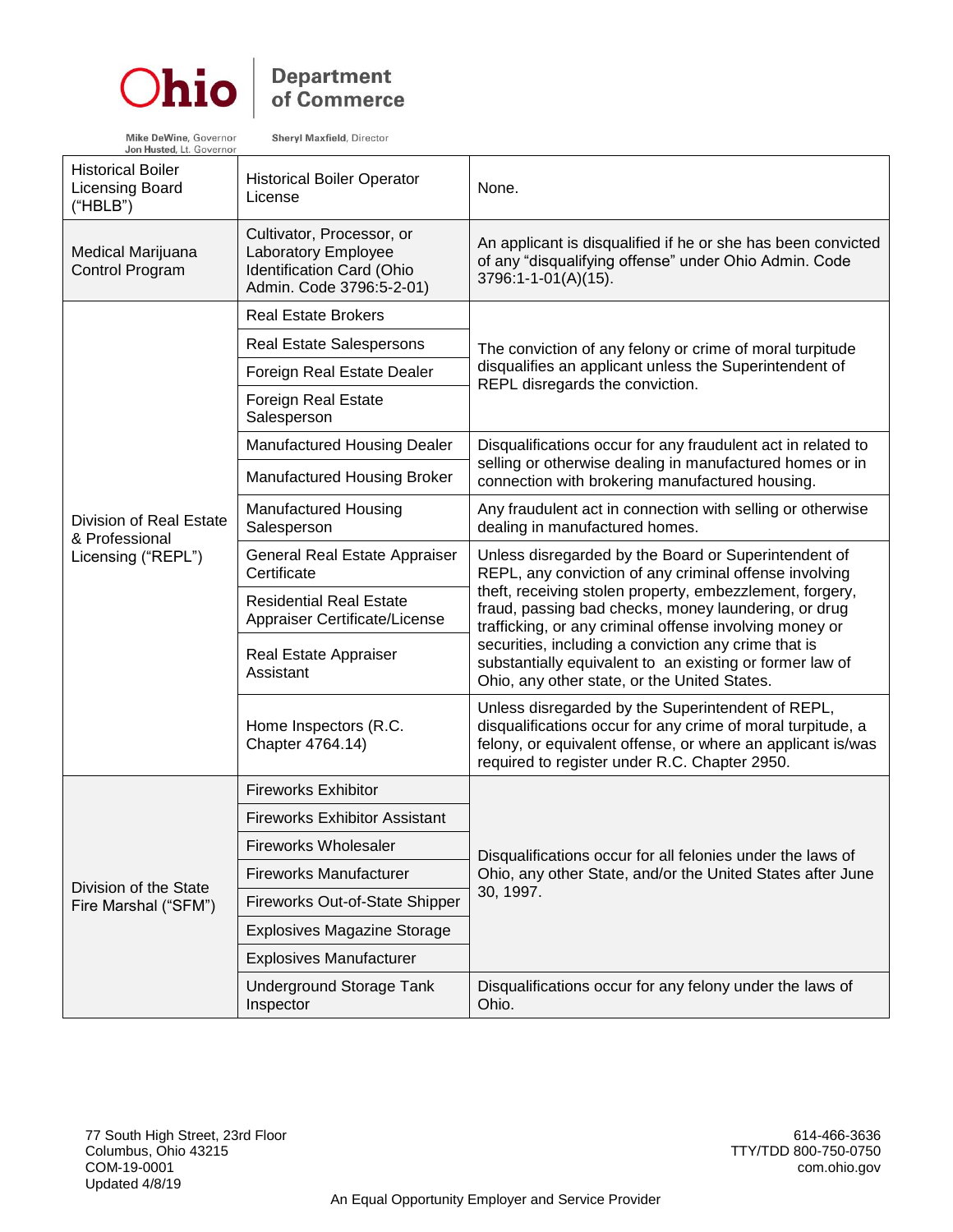| | | |
|---|---|---|
| Historical Boiler Licensing Board ("HBLB") | Historical Boiler Operator License | None. |
| Medical Marijuana Control Program | Cultivator, Processor, or Laboratory Employee Identification Card (Ohio Admin. Code 3796:5-2-01) | An applicant is disqualified if he or she has been convicted of any "disqualifying offense" under Ohio Admin. Code 3796:1-1-01(A)(15). |
| Division of Real Estate & Professional Licensing ("REPL") | Real Estate Brokers | The conviction of any felony or crime of moral turpitude disqualifies an applicant unless the Superintendent of REPL disregards the conviction. |
| | Real Estate Salespersons | |
| | Foreign Real Estate Dealer | |
| | Foreign Real Estate Salesperson | |
| | Manufactured Housing Dealer | Disqualifications occur for any fraudulent act in related to selling or otherwise dealing in manufactured homes or in connection with brokering manufactured housing. |
| | Manufactured Housing Broker | |
| | Manufactured Housing Salesperson | Any fraudulent act in connection with selling or otherwise dealing in manufactured homes. |
| | General Real Estate Appraiser Certificate | Unless disregarded by the Board or Superintendent of REPL, any conviction of any criminal offense involving theft, receiving stolen property, embezzlement, forgery, fraud, passing bad checks, money laundering, or drug trafficking, or any criminal offense involving money or securities, including a conviction any crime that is substantially equivalent to an existing or former law of Ohio, any other state, or the United States. |
| | Residential Real Estate Appraiser Certificate/License | |
| | Real Estate Appraiser Assistant | |
| | Home Inspectors (R.C. Chapter 4764.14) | Unless disregarded by the Superintendent of REPL, disqualifications occur for any crime of moral turpitude, a felony, or equivalent offense, or where an applicant is/was required to register under R.C. Chapter 2950. |
| Division of the State Fire Marshal ("SFM") | Fireworks Exhibitor | Disqualifications occur for all felonies under the laws of Ohio, any other State, and/or the United States after June 30, 1997. |
| | Fireworks Exhibitor Assistant | |
| | Fireworks Wholesaler | |
| | Fireworks Manufacturer | |
| | Fireworks Out-of-State Shipper | |
| | Explosives Magazine Storage | |
| | Explosives Manufacturer | |
| | Underground Storage Tank Inspector | Disqualifications occur for any felony under the laws of Ohio. |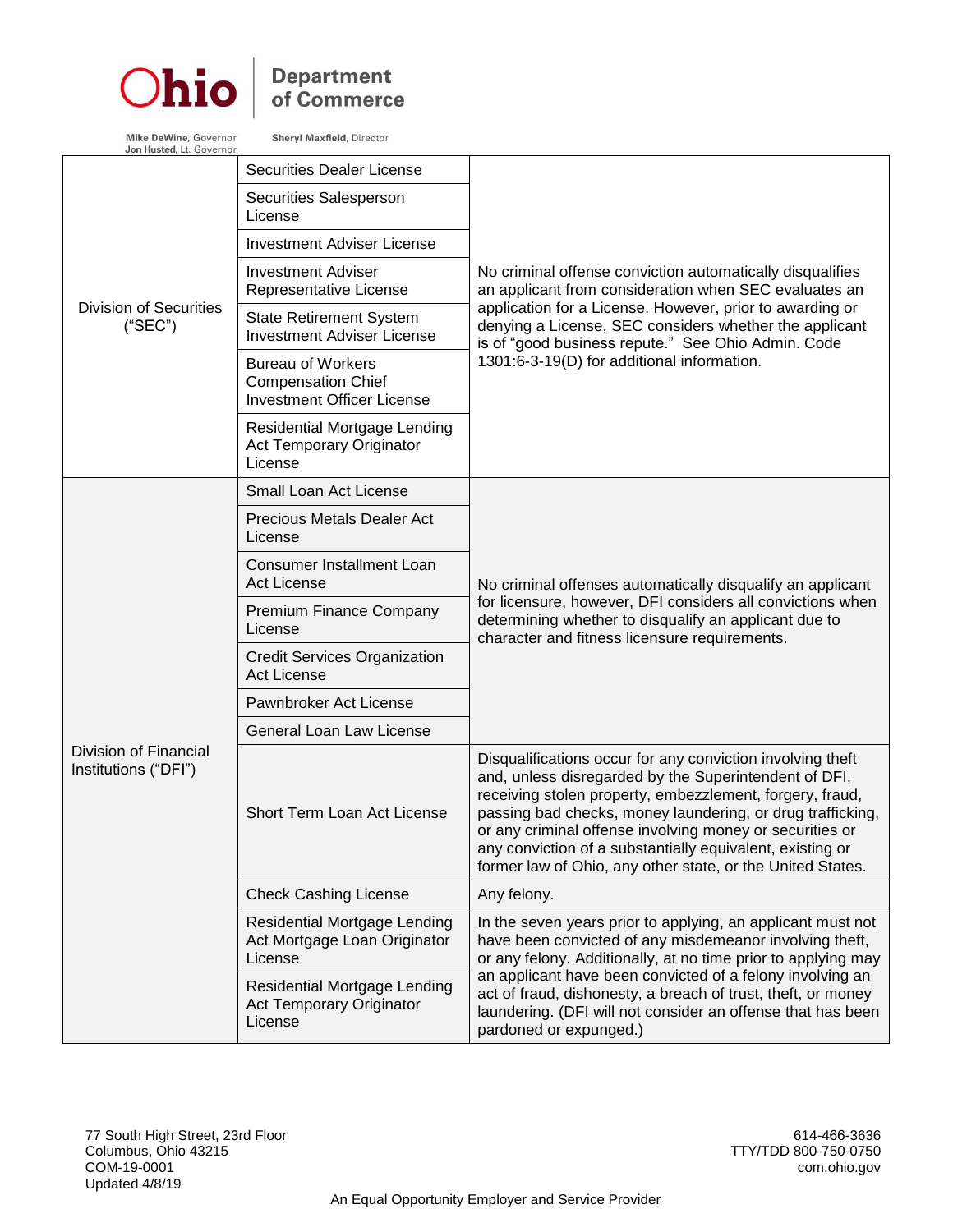| | | |
|---|---|---|
| Division of Securities ("SEC") | Securities Dealer License | No criminal offense conviction automatically disqualifies an applicant from consideration when SEC evaluates an application for a License. However, prior to awarding or denying a License, SEC considers whether the applicant is of "good business repute." See Ohio Admin. Code 1301:6-3-19(D) for additional information. |
| | Securities Salesperson License | |
| | Investment Adviser License | |
| | Investment Adviser Representative License | |
| | State Retirement System Investment Adviser License | |
| | Bureau of Workers Compensation Chief Investment Officer License | |
| | Residential Mortgage Lending Act Temporary Originator License | |
| Division of Financial Institutions ("DFI") | Small Loan Act License | No criminal offenses automatically disqualify an applicant for licensure, however, DFI considers all convictions when determining whether to disqualify an applicant due to character and fitness licensure requirements. |
| | Precious Metals Dealer Act License | |
| | Consumer Installment Loan Act License | |
| | Premium Finance Company License | |
| | Credit Services Organization Act License | |
| | Pawnbroker Act License | |
| | General Loan Law License | |
| | Short Term Loan Act License | Disqualifications occur for any conviction involving theft and, unless disregarded by the Superintendent of DFI, receiving stolen property, embezzlement, forgery, fraud, passing bad checks, money laundering, or drug trafficking, or any criminal offense involving money or securities or any conviction of a substantially equivalent, existing or former law of Ohio, any other state, or the United States. |
| | Check Cashing License | Any felony. |
| | Residential Mortgage Lending Act Mortgage Loan Originator License | In the seven years prior to applying, an applicant must not have been convicted of any misdemeanor involving theft, or any felony. Additionally, at no time prior to applying may an applicant have been convicted of a felony involving an act of fraud, dishonesty, a breach of trust, theft, or money laundering. (DFI will not consider an offense that has been pardoned or expunged.) |
| | Residential Mortgage Lending Act Temporary Originator License | |